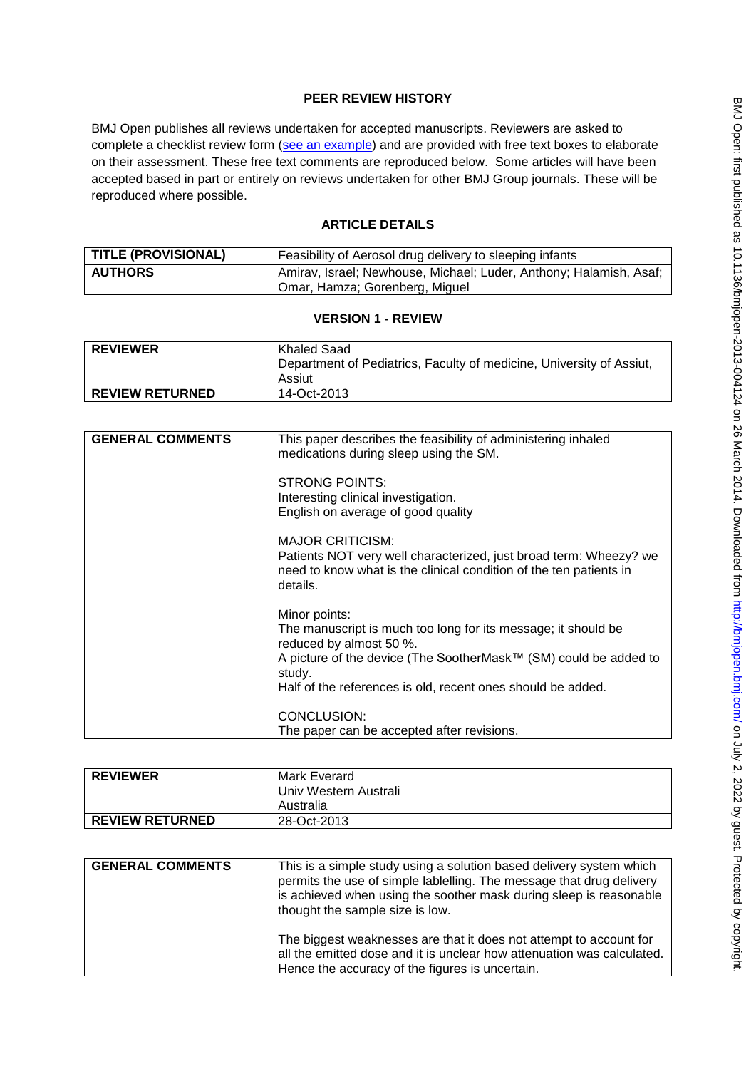# PEER REVIEW HISTORY

BMJ Open publishes all reviews undertaken for accepted manuscripts. Reviewers are asked to complete a checklist review form (see an example) and are provided with free text boxes to elaborate on their assessment. These free text comments are reproduced below. Some articles will have been accepted based in part or entirely on reviews undertaken for other BMJ Group journals. These will be reproduced where possible.

## ARTICLE DETAILS

| | |
|---|---|
| **TITLE (PROVISIONAL)** | Feasibility of Aerosol drug delivery to sleeping infants |
| **AUTHORS** | Amirav, Israel; Newhouse, Michael; Luder, Anthony; Halamish, Asaf; Omar, Hamza; Gorenberg, Miguel |

## VERSION 1 - REVIEW

| | |
|---|---|
| **REVIEWER** | Khaled Saad<br>Department of Pediatrics, Faculty of medicine, University of Assiut, Assiut |
| **REVIEW RETURNED** | 14-Oct-2013 |

| | |
|---|---|
| **GENERAL COMMENTS** | This paper describes the feasibility of administering inhaled medications during sleep using the SM.<br><br>STRONG POINTS:<br>Interesting clinical investigation.<br>English on average of good quality<br><br>MAJOR CRITICISM:<br>Patients NOT very well characterized, just broad term: Wheezy? we need to know what is the clinical condition of the ten patients in details.<br><br>Minor points:<br>The manuscript is much too long for its message; it should be reduced by almost 50 %.<br>A picture of the device (The SootherMask™ (SM) could be added to study.<br>Half of the references is old, recent ones should be added.<br><br>CONCLUSION:<br>The paper can be accepted after revisions. |

| | |
|---|---|
| **REVIEWER** | Mark Everard<br>Univ Western Australi<br>Australia |
| **REVIEW RETURNED** | 28-Oct-2013 |

| | |
|---|---|
| **GENERAL COMMENTS** | This is a simple study using a solution based delivery system which permits the use of simple lablelling. The message that drug delivery is achieved when using the soother mask during sleep is reasonable thought the sample size is low.<br><br>The biggest weaknesses are that it does not attempt to account for all the emitted dose and it is unclear how attenuation was calculated. Hence the accuracy of the figures is uncertain. |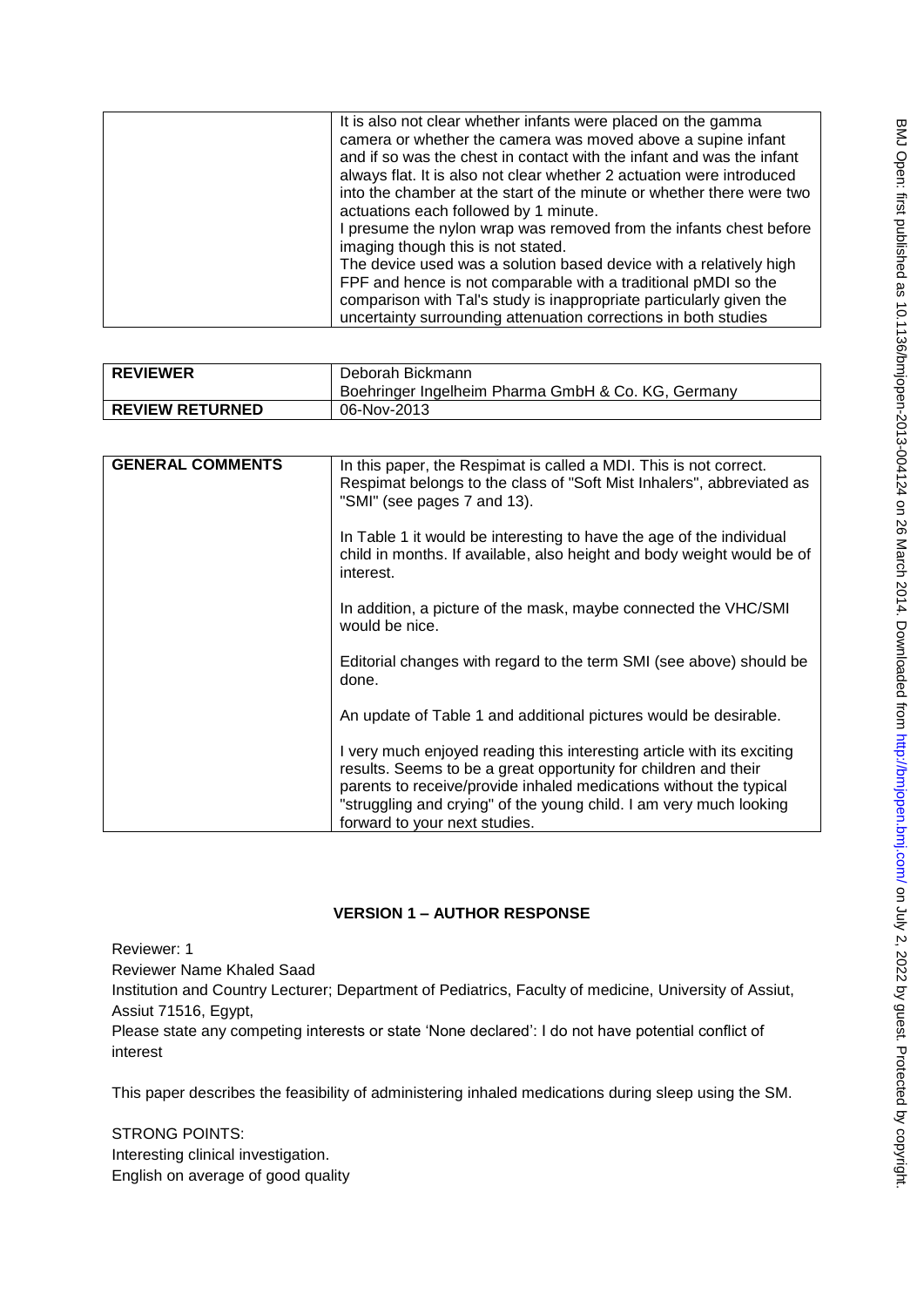| | |
|---|---|
| | It is also not clear whether infants were placed on the gamma camera or whether the camera was moved above a supine infant and if so was the chest in contact with the infant and was the infant always flat. It is also not clear whether 2 actuation were introduced into the chamber at the start of the minute or whether there were two actuations each followed by 1 minute.<br>I presume the nylon wrap was removed from the infants chest before imaging though this is not stated.<br>The device used was a solution based device with a relatively high FPF and hence is not comparable with a traditional pMDI so the comparison with Tal's study is inappropriate particularly given the uncertainty surrounding attenuation corrections in both studies |

| | |
|---|---|
| **REVIEWER** | Deborah Bickmann<br>Boehringer Ingelheim Pharma GmbH & Co. KG, Germany |
| **REVIEW RETURNED** | 06-Nov-2013 |

| | |
|---|---|
| **GENERAL COMMENTS** | In this paper, the Respimat is called a MDI. This is not correct. Respimat belongs to the class of "Soft Mist Inhalers", abbreviated as "SMI" (see pages 7 and 13).<br><br>In Table 1 it would be interesting to have the age of the individual child in months. If available, also height and body weight would be of interest.<br><br>In addition, a picture of the mask, maybe connected the VHC/SMI would be nice.<br><br>Editorial changes with regard to the term SMI (see above) should be done.<br><br>An update of Table 1 and additional pictures would be desirable.<br><br>I very much enjoyed reading this interesting article with its exciting results. Seems to be a great opportunity for children and their parents to receive/provide inhaled medications without the typical "struggling and crying" of the young child. I am very much looking forward to your next studies. |

## VERSION 1 – AUTHOR RESPONSE

Reviewer: 1

Reviewer Name Khaled Saad

Institution and Country Lecturer; Department of Pediatrics, Faculty of medicine, University of Assiut, Assiut 71516, Egypt,

Please state any competing interests or state 'None declared': I do not have potential conflict of interest

This paper describes the feasibility of administering inhaled medications during sleep using the SM.

STRONG POINTS:

Interesting clinical investigation.

English on average of good quality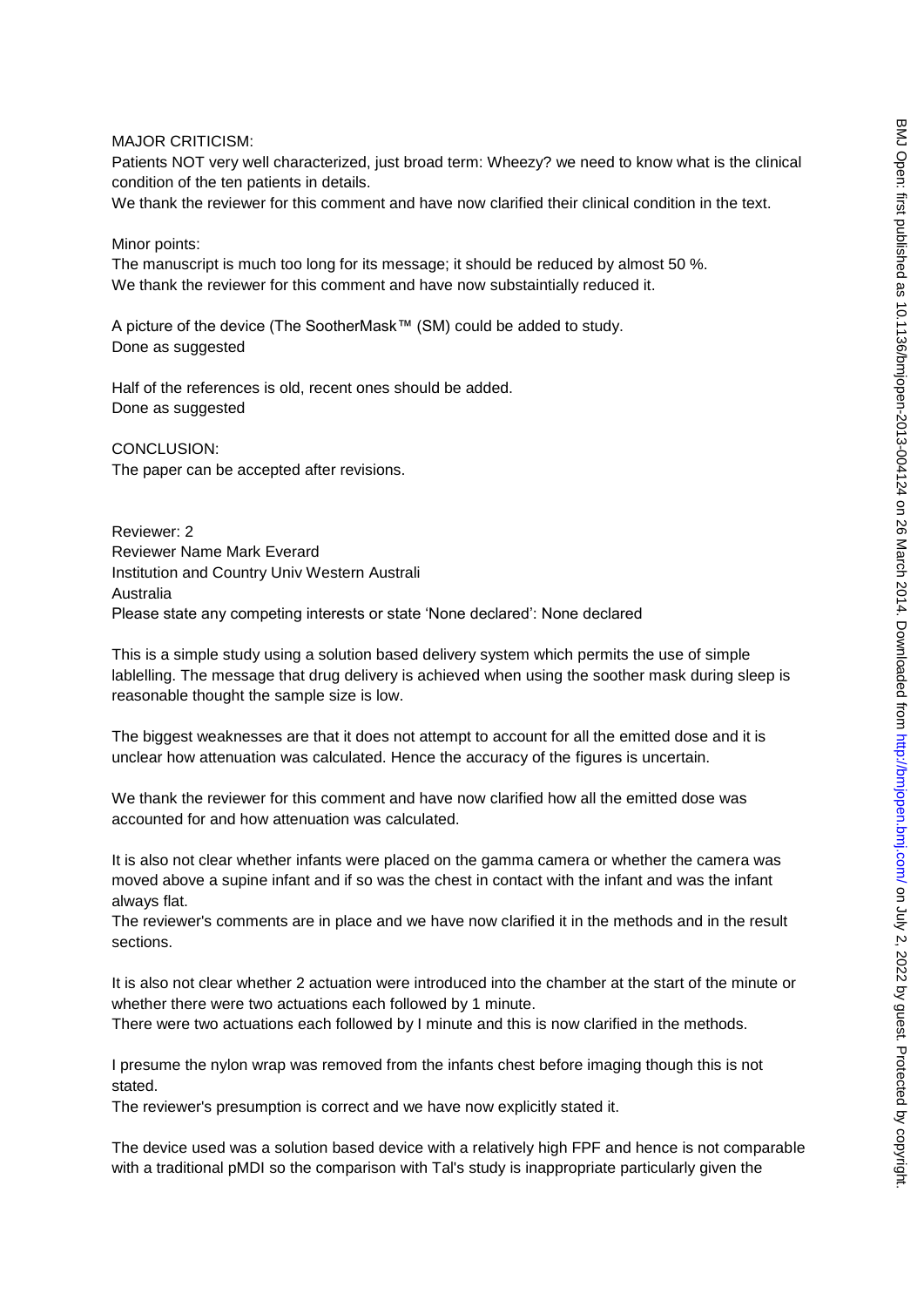MAJOR CRITICISM:

Patients NOT very well characterized, just broad term: Wheezy? we need to know what is the clinical condition of the ten patients in details.

We thank the reviewer for this comment and have now clarified their clinical condition in the text.

Minor points:

The manuscript is much too long for its message; it should be reduced by almost 50 %.

We thank the reviewer for this comment and have now substaintially reduced it.

A picture of the device (The SootherMask™ (SM) could be added to study.

Done as suggested

Half of the references is old, recent ones should be added.

Done as suggested

CONCLUSION:

The paper can be accepted after revisions.

Reviewer: 2
Reviewer Name Mark Everard
Institution and Country Univ Western Australi
Australia
Please state any competing interests or state 'None declared': None declared

This is a simple study using a solution based delivery system which permits the use of simple lablelling. The message that drug delivery is achieved when using the soother mask during sleep is reasonable thought the sample size is low.

The biggest weaknesses are that it does not attempt to account for all the emitted dose and it is unclear how attenuation was calculated. Hence the accuracy of the figures is uncertain.

We thank the reviewer for this comment and have now clarified how all the emitted dose was accounted for and how attenuation was calculated.

It is also not clear whether infants were placed on the gamma camera or whether the camera was moved above a supine infant and if so was the chest in contact with the infant and was the infant always flat.

The reviewer's comments are in place and we have now clarified it in the methods and in the result sections.

It is also not clear whether 2 actuation were introduced into the chamber at the start of the minute or whether there were two actuations each followed by 1 minute.

There were two actuations each followed by I minute and this is now clarified in the methods.

I presume the nylon wrap was removed from the infants chest before imaging though this is not stated.

The reviewer's presumption is correct and we have now explicitly stated it.

The device used was a solution based device with a relatively high FPF and hence is not comparable with a traditional pMDI so the comparison with Tal's study is inappropriate particularly given the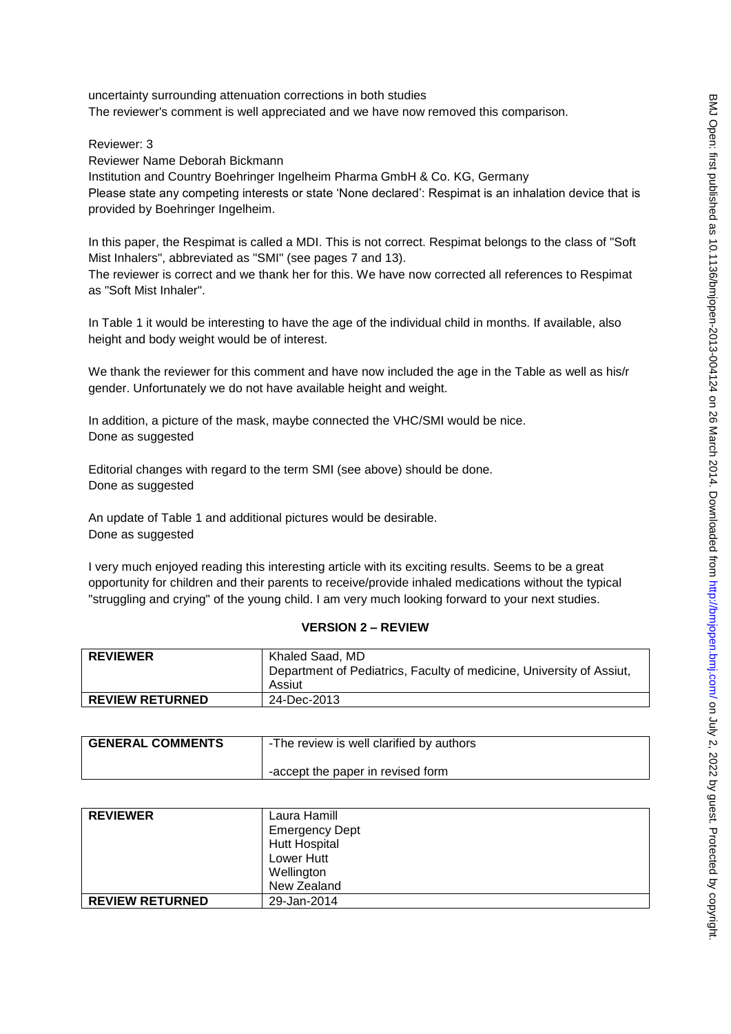uncertainty surrounding attenuation corrections in both studies
The reviewer's comment is well appreciated and we have now removed this comparison.

Reviewer: 3
Reviewer Name Deborah Bickmann
Institution and Country Boehringer Ingelheim Pharma GmbH & Co. KG, Germany
Please state any competing interests or state 'None declared': Respimat is an inhalation device that is provided by Boehringer Ingelheim.

In this paper, the Respimat is called a MDI. This is not correct. Respimat belongs to the class of "Soft Mist Inhalers", abbreviated as "SMI" (see pages 7 and 13).
The reviewer is correct and we thank her for this. We have now corrected all references to Respimat as "Soft Mist Inhaler".

In Table 1 it would be interesting to have the age of the individual child in months. If available, also height and body weight would be of interest.

We thank the reviewer for this comment and have now included the age in the Table as well as his/r gender. Unfortunately we do not have available height and weight.

In addition, a picture of the mask, maybe connected the VHC/SMI would be nice.
Done as suggested

Editorial changes with regard to the term SMI (see above) should be done.
Done as suggested

An update of Table 1 and additional pictures would be desirable.
Done as suggested

I very much enjoyed reading this interesting article with its exciting results. Seems to be a great opportunity for children and their parents to receive/provide inhaled medications without the typical "struggling and crying" of the young child. I am very much looking forward to your next studies.

## VERSION 2 – REVIEW

| | |
|---|---|
| **REVIEWER** | Khaled Saad, MD<br>Department of Pediatrics, Faculty of medicine, University of Assiut, Assiut |
| **REVIEW RETURNED** | 24-Dec-2013 |

| | |
|---|---|
| **GENERAL COMMENTS** | -The review is well clarified by authors<br><br>-accept the paper in revised form |

| | |
|---|---|
| **REVIEWER** | Laura Hamill<br>Emergency Dept<br>Hutt Hospital<br>Lower Hutt<br>Wellington<br>New Zealand |
| **REVIEW RETURNED** | 29-Jan-2014 |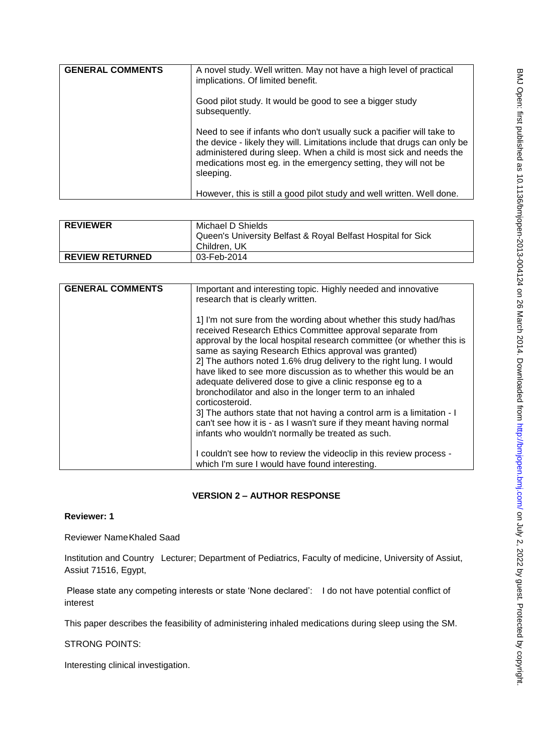| GENERAL COMMENTS | A novel study. Well written. May not have a high level of practical implications. Of limited benefit.<br><br>Good pilot study. It would be good to see a bigger study subsequently.<br><br>Need to see if infants who don't usually suck a pacifier will take to the device - likely they will. Limitations include that drugs can only be administered during sleep. When a child is most sick and needs the medications most eg. in the emergency setting, they will not be sleeping.<br><br>However, this is still a good pilot study and well written. Well done. |
|---|---|

| REVIEWER | Michael D Shields<br>Queen's University Belfast & Royal Belfast Hospital for Sick Children, UK |
|---|---|
| REVIEW RETURNED | 03-Feb-2014 |

| GENERAL COMMENTS | Important and interesting topic. Highly needed and innovative research that is clearly written.<br><br>1] I'm not sure from the wording about whether this study had/has received Research Ethics Committee approval separate from approval by the local hospital research committee (or whether this is same as saying Research Ethics approval was granted)<br>2] The authors noted 1.6% drug delivery to the right lung. I would have liked to see more discussion as to whether this would be an adequate delivered dose to give a clinic response eg to a bronchodilator and also in the longer term to an inhaled corticosteroid.<br>3] The authors state that not having a control arm is a limitation - I can't see how it is - as I wasn't sure if they meant having normal infants who wouldn't normally be treated as such.<br><br>I couldn't see how to review the videoclip in this review process - which I'm sure I would have found interesting. |
|---|---|

## VERSION 2 – AUTHOR RESPONSE

**Reviewer: 1**

Reviewer Name Khaled Saad

Institution and Country Lecturer; Department of Pediatrics, Faculty of medicine, University of Assiut, Assiut 71516, Egypt,

Please state any competing interests or state 'None declared': I do not have potential conflict of interest

This paper describes the feasibility of administering inhaled medications during sleep using the SM.

STRONG POINTS:

Interesting clinical investigation.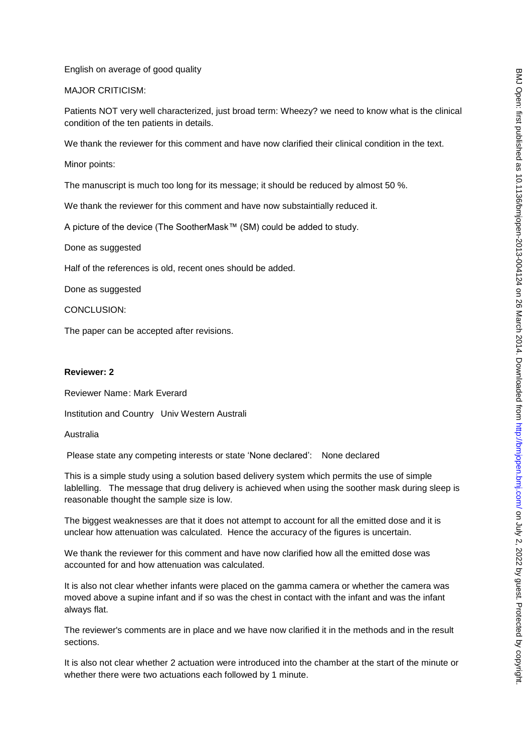English on average of good quality

MAJOR CRITICISM:

Patients NOT very well characterized, just broad term: Wheezy? we need to know what is the clinical condition of the ten patients in details.

We thank the reviewer for this comment and have now clarified their clinical condition in the text.

Minor points:

The manuscript is much too long for its message; it should be reduced by almost 50 %.

We thank the reviewer for this comment and have now substaintially reduced it.

A picture of the device (The SootherMask™ (SM) could be added to study.

Done as suggested

Half of the references is old, recent ones should be added.

Done as suggested

CONCLUSION:

The paper can be accepted after revisions.

**Reviewer: 2**

Reviewer Name: Mark Everard

Institution and Country Univ Western Australi

Australia

Please state any competing interests or state 'None declared': None declared

This is a simple study using a solution based delivery system which permits the use of simple lablelling. The message that drug delivery is achieved when using the soother mask during sleep is reasonable thought the sample size is low.

The biggest weaknesses are that it does not attempt to account for all the emitted dose and it is unclear how attenuation was calculated. Hence the accuracy of the figures is uncertain.

We thank the reviewer for this comment and have now clarified how all the emitted dose was accounted for and how attenuation was calculated.

It is also not clear whether infants were placed on the gamma camera or whether the camera was moved above a supine infant and if so was the chest in contact with the infant and was the infant always flat.

The reviewer's comments are in place and we have now clarified it in the methods and in the result sections.

It is also not clear whether 2 actuation were introduced into the chamber at the start of the minute or whether there were two actuations each followed by 1 minute.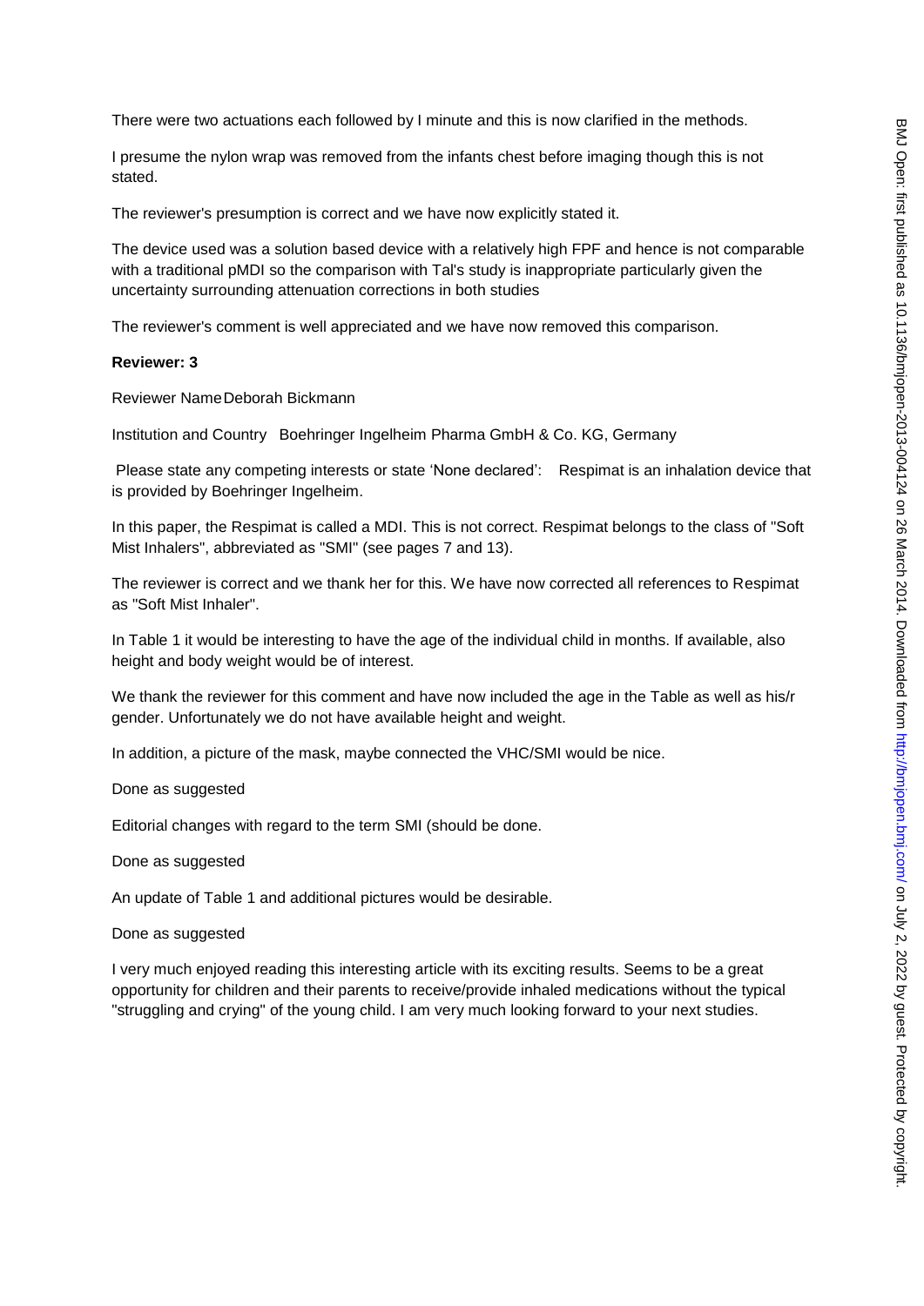There were two actuations each followed by I minute and this is now clarified in the methods.

I presume the nylon wrap was removed from the infants chest before imaging though this is not stated.

The reviewer's presumption is correct and we have now explicitly stated it.

The device used was a solution based device with a relatively high FPF and hence is not comparable with a traditional pMDI so the comparison with Tal's study is inappropriate particularly given the uncertainty surrounding attenuation corrections in both studies

The reviewer's comment is well appreciated and we have now removed this comparison.

**Reviewer: 3**

Reviewer Name Deborah Bickmann

Institution and Country Boehringer Ingelheim Pharma GmbH & Co. KG, Germany

Please state any competing interests or state 'None declared': Respimat is an inhalation device that is provided by Boehringer Ingelheim.

In this paper, the Respimat is called a MDI. This is not correct. Respimat belongs to the class of "Soft Mist Inhalers", abbreviated as "SMI" (see pages 7 and 13).

The reviewer is correct and we thank her for this. We have now corrected all references to Respimat as "Soft Mist Inhaler".

In Table 1 it would be interesting to have the age of the individual child in months. If available, also height and body weight would be of interest.

We thank the reviewer for this comment and have now included the age in the Table as well as his/r gender. Unfortunately we do not have available height and weight.

In addition, a picture of the mask, maybe connected the VHC/SMI would be nice.

Done as suggested

Editorial changes with regard to the term SMI (should be done.

Done as suggested

An update of Table 1 and additional pictures would be desirable.

Done as suggested

I very much enjoyed reading this interesting article with its exciting results. Seems to be a great opportunity for children and their parents to receive/provide inhaled medications without the typical "struggling and crying" of the young child. I am very much looking forward to your next studies.